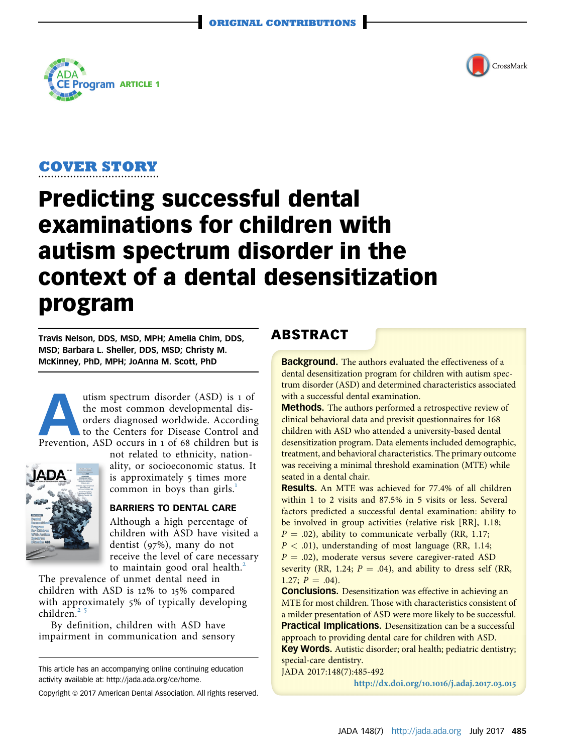ORIGINAL CONTRIBUTIONS

ADA CE Program ARTICLE 1

COVER STORY

# Predicting successful dental examinations for children with autism spectrum disorder in the context of a dental desensitization program

**Travis Nelson, DDS, MSD, MPH; Amelia Chim, DDS, MSD; Barbara L. Sheller, DDS, MSD; Christy M. McKinney, PhD, MPH; JoAnna M. Scott, PhD**

## ABSTRACT

**Background.** The authors evaluated the effectiveness of a dental desensitization program for children with autism spectrum disorder (ASD) and determined characteristics associated with a successful dental examination.

**Methods.** The authors performed a retrospective review of clinical behavioral data and previsit questionnaires for 168 children with ASD who attended a university-based dental desensitization program. Data elements included demographic, treatment, and behavioral characteristics. The primary outcome was receiving a minimal threshold examination (MTE) while seated in a dental chair.

**Results.** An MTE was achieved for 77.4% of all children within 1 to 2 visits and 87.5% in 5 visits or less. Several factors predicted a successful dental examination: ability to be involved in group activities (relative risk [RR], 1.18; $P = .02$), ability to communicate verbally (RR, 1.17; $P < .01$), understanding of most language (RR, 1.14; $P = .02$), moderate versus severe caregiver-rated ASD severity (RR, 1.24; $P = .04$), and ability to dress self (RR, 1.27; $P = .04$).

**Conclusions.** Desensitization was effective in achieving an MTE for most children. Those with characteristics consistent of a milder presentation of ASD were more likely to be successful.

**Practical Implications.** Desensitization can be a successful approach to providing dental care for children with ASD.

**Key Words.** Autistic disorder; oral health; pediatric dentistry; special-care dentistry.

JADA 2017:148(7):485-492

http://dx.doi.org/10.1016/j.adaj.2017.03.015

Autism spectrum disorder (ASD) is 1 of the most common developmental disorders diagnosed worldwide. According to the Centers for Disease Control and Prevention, ASD occurs in 1 of 68 children but is not related to ethnicity, nationality, or socioeconomic status. It is approximately 5 times more common in boys than girls.[1]

## BARRIERS TO DENTAL CARE

Although a high percentage of children with ASD have visited a dentist (97%), many do not receive the level of care necessary to maintain good oral health.[2] The prevalence of unmet dental need in children with ASD is 12% to 15% compared with approximately 5% of typically developing children.[2-5]

By definition, children with ASD have impairment in communication and sensory

This article has an accompanying online continuing education activity available at: http://jada.ada.org/ce/home.

Copyright © 2017 American Dental Association. All rights reserved.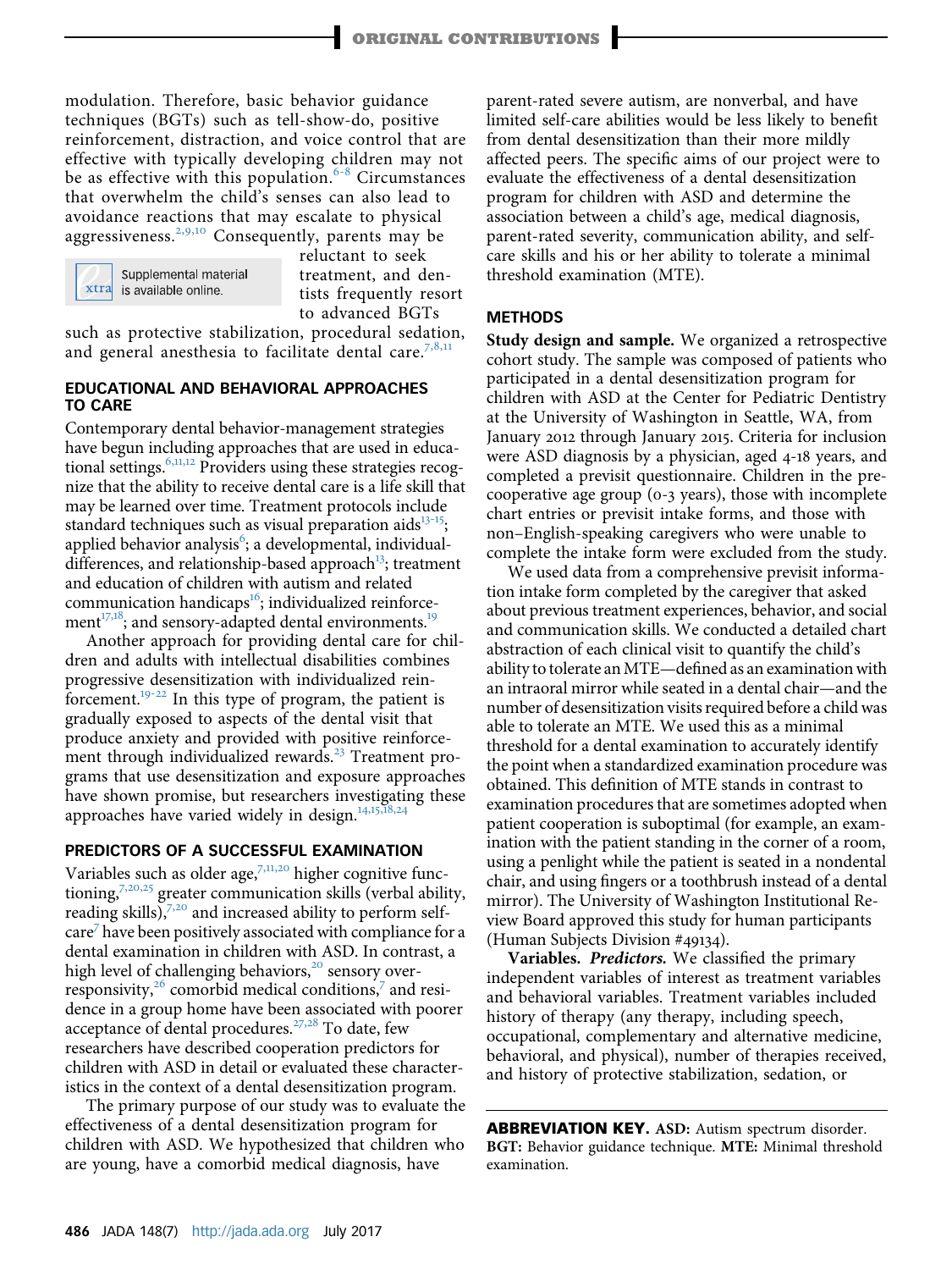modulation. Therefore, basic behavior guidance techniques (BGTs) such as tell-show-do, positive reinforcement, distraction, and voice control that are effective with typically developing children may not be as effective with this population.[6-8] Circumstances that overwhelm the child's senses can also lead to avoidance reactions that may escalate to physical aggressiveness.[2,9,10] Consequently, parents may be reluctant to seek treatment, and dentists frequently resort to advanced BGTs such as protective stabilization, procedural sedation, and general anesthesia to facilitate dental care.[7,8,11]

Supplemental material is available online.

### EDUCATIONAL AND BEHAVIORAL APPROACHES TO CARE

Contemporary dental behavior-management strategies have begun including approaches that are used in educational settings.[6,11,12] Providers using these strategies recognize that the ability to receive dental care is a life skill that may be learned over time. Treatment protocols include standard techniques such as visual preparation aids[13-15]; applied behavior analysis[6]; a developmental, individual-differences, and relationship-based approach[13]; treatment and education of children with autism and related communication handicaps[16]; individualized reinforcement[17,18]; and sensory-adapted dental environments.[19]

Another approach for providing dental care for children and adults with intellectual disabilities combines progressive desensitization with individualized reinforcement.[19-22] In this type of program, the patient is gradually exposed to aspects of the dental visit that produce anxiety and provided with positive reinforcement through individualized rewards.[23] Treatment programs that use desensitization and exposure approaches have shown promise, but researchers investigating these approaches have varied widely in design.[14,15,18,24]

### PREDICTORS OF A SUCCESSFUL EXAMINATION

Variables such as older age,[7,11,20] higher cognitive functioning,[7,20,25] greater communication skills (verbal ability, reading skills),[7,20] and increased ability to perform self-care[7] have been positively associated with compliance for a dental examination in children with ASD. In contrast, a high level of challenging behaviors,[20] sensory overresponsivity,[26] comorbid medical conditions,[7] and residence in a group home have been associated with poorer acceptance of dental procedures.[27,28] To date, few researchers have described cooperation predictors for children with ASD in detail or evaluated these characteristics in the context of a dental desensitization program.

The primary purpose of our study was to evaluate the effectiveness of a dental desensitization program for children with ASD. We hypothesized that children who are young, have a comorbid medical diagnosis, have parent-rated severe autism, are nonverbal, and have limited self-care abilities would be less likely to benefit from dental desensitization than their more mildly affected peers. The specific aims of our project were to evaluate the effectiveness of a dental desensitization program for children with ASD and determine the association between a child's age, medical diagnosis, parent-rated severity, communication ability, and self-care skills and his or her ability to tolerate a minimal threshold examination (MTE).

## METHODS

**Study design and sample.** We organized a retrospective cohort study. The sample was composed of patients who participated in a dental desensitization program for children with ASD at the Center for Pediatric Dentistry at the University of Washington in Seattle, WA, from January 2012 through January 2015. Criteria for inclusion were ASD diagnosis by a physician, aged 4-18 years, and completed a previsit questionnaire. Children in the precooperative age group (0-3 years), those with incomplete chart entries or previsit intake forms, and those with non–English-speaking caregivers who were unable to complete the intake form were excluded from the study.

We used data from a comprehensive previsit information intake form completed by the caregiver that asked about previous treatment experiences, behavior, and social and communication skills. We conducted a detailed chart abstraction of each clinical visit to quantify the child's ability to tolerate an MTE—defined as an examination with an intraoral mirror while seated in a dental chair—and the number of desensitization visits required before a child was able to tolerate an MTE. We used this as a minimal threshold for a dental examination to accurately identify the point when a standardized examination procedure was obtained. This definition of MTE stands in contrast to examination procedures that are sometimes adopted when patient cooperation is suboptimal (for example, an examination with the patient standing in the corner of a room, using a penlight while the patient is seated in a nondental chair, and using fingers or a toothbrush instead of a dental mirror). The University of Washington Institutional Review Board approved this study for human participants (Human Subjects Division #49134).

**Variables.** ***Predictors.*** We classified the primary independent variables of interest as treatment variables and behavioral variables. Treatment variables included history of therapy (any therapy, including speech, occupational, complementary and alternative medicine, behavioral, and physical), number of therapies received, and history of protective stabilization, sedation, or

**ABBREVIATION KEY.** **ASD:** Autism spectrum disorder. **BGT:** Behavior guidance technique. **MTE:** Minimal threshold examination.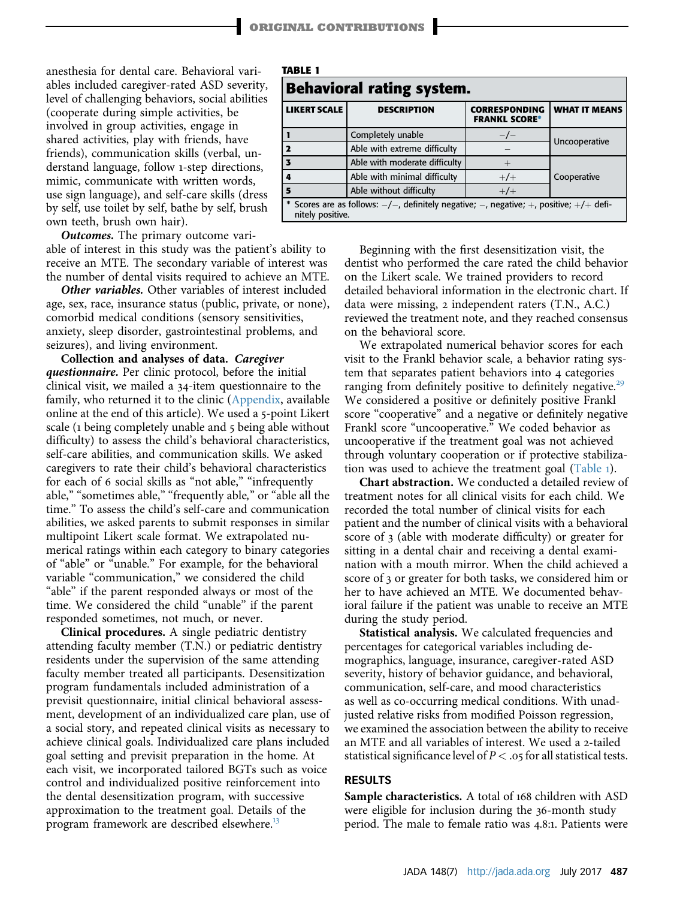anesthesia for dental care. Behavioral variables included caregiver-rated ASD severity, level of challenging behaviors, social abilities (cooperate during simple activities, be involved in group activities, engage in shared activities, play with friends, have friends), communication skills (verbal, understand language, follow 1-step directions, mimic, communicate with written words, use sign language), and self-care skills (dress by self, use toilet by self, bathe by self, brush own teeth, brush own hair).

***Outcomes.*** The primary outcome variable of interest in this study was the patient's ability to receive an MTE. The secondary variable of interest was the number of dental visits required to achieve an MTE.

***Other variables.*** Other variables of interest included age, sex, race, insurance status (public, private, or none), comorbid medical conditions (sensory sensitivities, anxiety, sleep disorder, gastrointestinal problems, and seizures), and living environment.

**Collection and analyses of data.** ***Caregiver questionnaire.*** Per clinic protocol, before the initial clinical visit, we mailed a 34-item questionnaire to the family, who returned it to the clinic (Appendix, available online at the end of this article). We used a 5-point Likert scale (1 being completely unable and 5 being able without difficulty) to assess the child's behavioral characteristics, self-care abilities, and communication skills. We asked caregivers to rate their child's behavioral characteristics for each of 6 social skills as "not able," "infrequently able," "sometimes able," "frequently able," or "able all the time." To assess the child's self-care and communication abilities, we asked parents to submit responses in similar multipoint Likert scale format. We extrapolated numerical ratings within each category to binary categories of "able" or "unable." For example, for the behavioral variable "communication," we considered the child "able" if the parent responded always or most of the time. We considered the child "unable" if the parent responded sometimes, not much, or never.

**Clinical procedures.** A single pediatric dentistry attending faculty member (T.N.) or pediatric dentistry residents under the supervision of the same attending faculty member treated all participants. Desensitization program fundamentals included administration of a previsit questionnaire, initial clinical behavioral assessment, development of an individualized care plan, use of a social story, and repeated clinical visits as necessary to achieve clinical goals. Individualized care plans included goal setting and previsit preparation in the home. At each visit, we incorporated tailored BGTs such as voice control and individualized positive reinforcement into the dental desensitization program, with successive approximation to the treatment goal. Details of the program framework are described elsewhere.[13]

**TABLE 1**

**Behavioral rating system.**

| LIKERT SCALE | DESCRIPTION | CORRESPONDING FRANKL SCORE* | WHAT IT MEANS |
|---|---|---|---|
| 1 | Completely unable | −/− | Uncooperative |
| 2 | Able with extreme difficulty | − | |
| 3 | Able with moderate difficulty | + | Cooperative |
| 4 | Able with minimal difficulty | +/+ | |
| 5 | Able without difficulty | +/+ | |

\* Scores are as follows: −/−, definitely negative; −, negative; +, positive; +/+ definitely positive.

Beginning with the first desensitization visit, the dentist who performed the care rated the child behavior on the Likert scale. We trained providers to record detailed behavioral information in the electronic chart. If data were missing, 2 independent raters (T.N., A.C.) reviewed the treatment note, and they reached consensus on the behavioral score.

We extrapolated numerical behavior scores for each visit to the Frankl behavior scale, a behavior rating system that separates patient behaviors into 4 categories ranging from definitely positive to definitely negative.[29] We considered a positive or definitely positive Frankl score "cooperative" and a negative or definitely negative Frankl score "uncooperative." We coded behavior as uncooperative if the treatment goal was not achieved through voluntary cooperation or if protective stabilization was used to achieve the treatment goal (Table 1).

**Chart abstraction.** We conducted a detailed review of treatment notes for all clinical visits for each child. We recorded the total number of clinical visits for each patient and the number of clinical visits with a behavioral score of 3 (able with moderate difficulty) or greater for sitting in a dental chair and receiving a dental examination with a mouth mirror. When the child achieved a score of 3 or greater for both tasks, we considered him or her to have achieved an MTE. We documented behavioral failure if the patient was unable to receive an MTE during the study period.

**Statistical analysis.** We calculated frequencies and percentages for categorical variables including demographics, language, insurance, caregiver-rated ASD severity, history of behavior guidance, and behavioral, communication, self-care, and mood characteristics as well as co-occurring medical conditions. With unadjusted relative risks from modified Poisson regression, we examined the association between the ability to receive an MTE and all variables of interest. We used a 2-tailed statistical significance level of $P < .05$ for all statistical tests.

## RESULTS

**Sample characteristics.** A total of 168 children with ASD were eligible for inclusion during the 36-month study period. The male to female ratio was 4.8:1. Patients were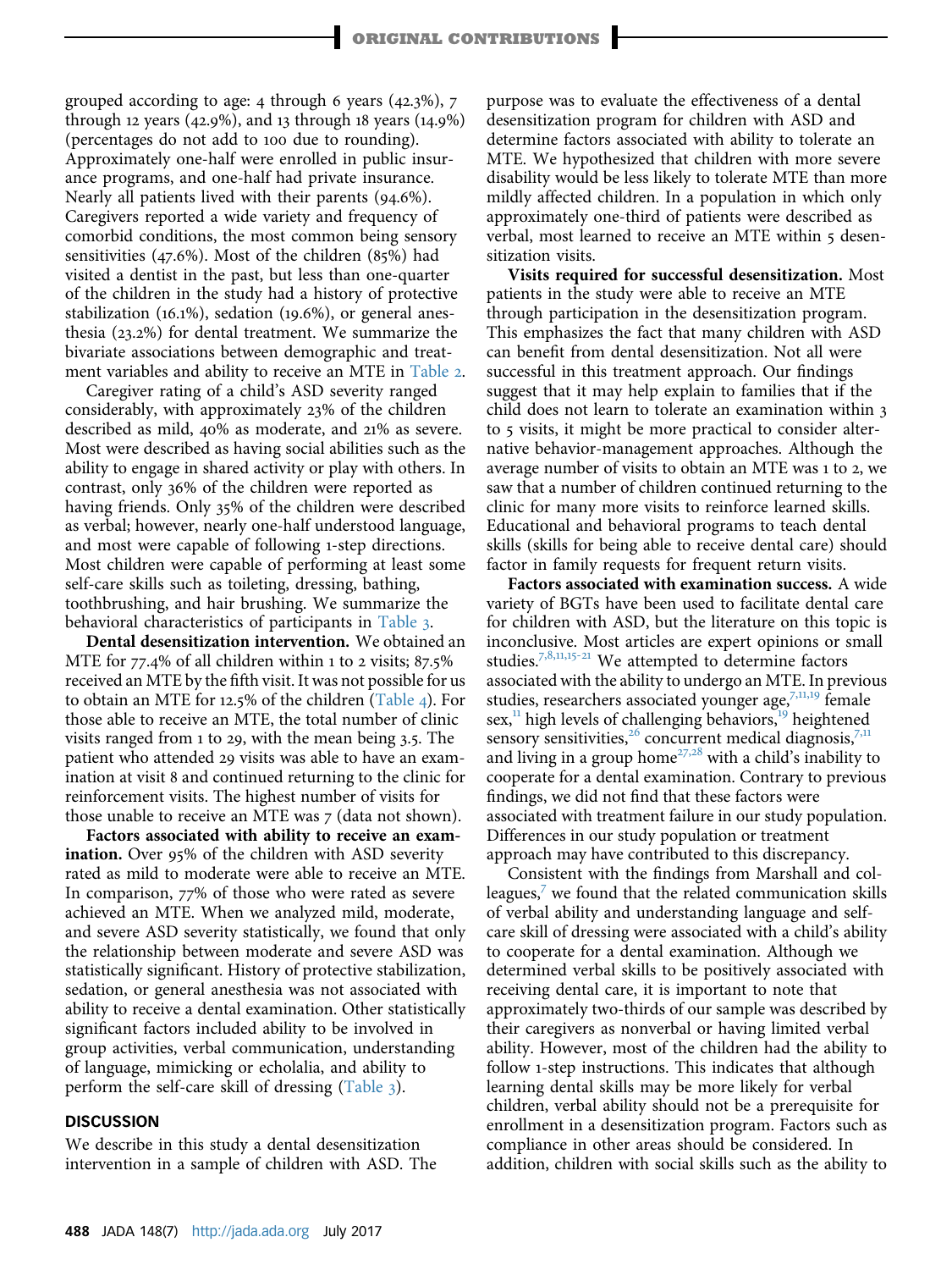grouped according to age: 4 through 6 years (42.3%), 7 through 12 years (42.9%), and 13 through 18 years (14.9%) (percentages do not add to 100 due to rounding). Approximately one-half were enrolled in public insurance programs, and one-half had private insurance. Nearly all patients lived with their parents (94.6%). Caregivers reported a wide variety and frequency of comorbid conditions, the most common being sensory sensitivities (47.6%). Most of the children (85%) had visited a dentist in the past, but less than one-quarter of the children in the study had a history of protective stabilization (16.1%), sedation (19.6%), or general anesthesia (23.2%) for dental treatment. We summarize the bivariate associations between demographic and treatment variables and ability to receive an MTE in Table 2.

Caregiver rating of a child's ASD severity ranged considerably, with approximately 23% of the children described as mild, 40% as moderate, and 21% as severe. Most were described as having social abilities such as the ability to engage in shared activity or play with others. In contrast, only 36% of the children were reported as having friends. Only 35% of the children were described as verbal; however, nearly one-half understood language, and most were capable of following 1-step directions. Most children were capable of performing at least some self-care skills such as toileting, dressing, bathing, toothbrushing, and hair brushing. We summarize the behavioral characteristics of participants in Table 3.

**Dental desensitization intervention.** We obtained an MTE for 77.4% of all children within 1 to 2 visits; 87.5% received an MTE by the fifth visit. It was not possible for us to obtain an MTE for 12.5% of the children (Table 4). For those able to receive an MTE, the total number of clinic visits ranged from 1 to 29, with the mean being 3.5. The patient who attended 29 visits was able to have an examination at visit 8 and continued returning to the clinic for reinforcement visits. The highest number of visits for those unable to receive an MTE was 7 (data not shown).

**Factors associated with ability to receive an examination.** Over 95% of the children with ASD severity rated as mild to moderate were able to receive an MTE. In comparison, 77% of those who were rated as severe achieved an MTE. When we analyzed mild, moderate, and severe ASD severity statistically, we found that only the relationship between moderate and severe ASD was statistically significant. History of protective stabilization, sedation, or general anesthesia was not associated with ability to receive a dental examination. Other statistically significant factors included ability to be involved in group activities, verbal communication, understanding of language, mimicking or echolalia, and ability to perform the self-care skill of dressing (Table 3).

## DISCUSSION

We describe in this study a dental desensitization intervention in a sample of children with ASD. The purpose was to evaluate the effectiveness of a dental desensitization program for children with ASD and determine factors associated with ability to tolerate an MTE. We hypothesized that children with more severe disability would be less likely to tolerate MTE than more mildly affected children. In a population in which only approximately one-third of patients were described as verbal, most learned to receive an MTE within 5 desensitization visits.

**Visits required for successful desensitization.** Most patients in the study were able to receive an MTE through participation in the desensitization program. This emphasizes the fact that many children with ASD can benefit from dental desensitization. Not all were successful in this treatment approach. Our findings suggest that it may help explain to families that if the child does not learn to tolerate an examination within 3 to 5 visits, it might be more practical to consider alternative behavior-management approaches. Although the average number of visits to obtain an MTE was 1 to 2, we saw that a number of children continued returning to the clinic for many more visits to reinforce learned skills. Educational and behavioral programs to teach dental skills (skills for being able to receive dental care) should factor in family requests for frequent return visits.

**Factors associated with examination success.** A wide variety of BGTs have been used to facilitate dental care for children with ASD, but the literature on this topic is inconclusive. Most articles are expert opinions or small studies.[7,8,11,15-21] We attempted to determine factors associated with the ability to undergo an MTE. In previous studies, researchers associated younger age,[7,11,19] female sex,[11] high levels of challenging behaviors,[19] heightened sensory sensitivities,[26] concurrent medical diagnosis,[7,11] and living in a group home[27,28] with a child's inability to cooperate for a dental examination. Contrary to previous findings, we did not find that these factors were associated with treatment failure in our study population. Differences in our study population or treatment approach may have contributed to this discrepancy.

Consistent with the findings from Marshall and colleagues,[7] we found that the related communication skills of verbal ability and understanding language and self-care skill of dressing were associated with a child's ability to cooperate for a dental examination. Although we determined verbal skills to be positively associated with receiving dental care, it is important to note that approximately two-thirds of our sample was described by their caregivers as nonverbal or having limited verbal ability. However, most of the children had the ability to follow 1-step instructions. This indicates that although learning dental skills may be more likely for verbal children, verbal ability should not be a prerequisite for enrollment in a desensitization program. Factors such as compliance in other areas should be considered. In addition, children with social skills such as the ability to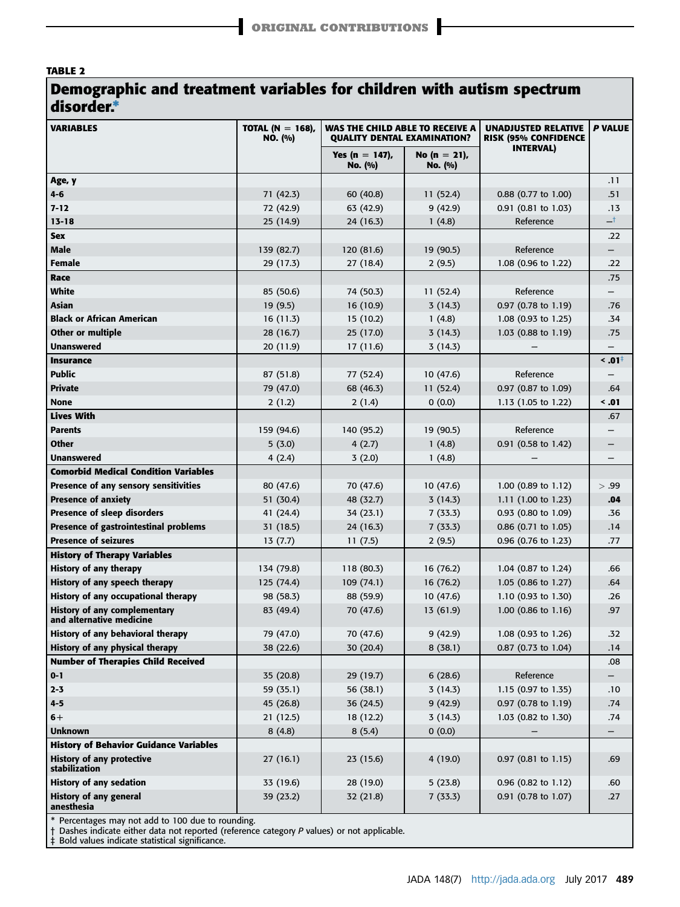**TABLE 2**

## Demographic and treatment variables for children with autism spectrum disorder.*

| VARIABLES | TOTAL (N = 168), NO. (%) | WAS THE CHILD ABLE TO RECEIVE A QUALITY DENTAL EXAMINATION? | | UNADJUSTED RELATIVE RISK (95% CONFIDENCE INTERVAL) | P VALUE |
|---|---|---|---|---|---|
| | | Yes (n = 147), No. (%) | No (n = 21), No. (%) | | |
| **Age, y** | | | | | .11 |
| **4-6** | 71 (42.3) | 60 (40.8) | 11 (52.4) | 0.88 (0.77 to 1.00) | .51 |
| **7-12** | 72 (42.9) | 63 (42.9) | 9 (42.9) | 0.91 (0.81 to 1.03) | .13 |
| **13-18** | 25 (14.9) | 24 (16.3) | 1 (4.8) | Reference | –[†] |
| **Sex** | | | | | .22 |
| **Male** | 139 (82.7) | 120 (81.6) | 19 (90.5) | Reference | – |
| **Female** | 29 (17.3) | 27 (18.4) | 2 (9.5) | 1.08 (0.96 to 1.22) | .22 |
| **Race** | | | | | .75 |
| **White** | 85 (50.6) | 74 (50.3) | 11 (52.4) | Reference | – |
| **Asian** | 19 (9.5) | 16 (10.9) | 3 (14.3) | 0.97 (0.78 to 1.19) | .76 |
| **Black or African American** | 16 (11.3) | 15 (10.2) | 1 (4.8) | 1.08 (0.93 to 1.25) | .34 |
| **Other or multiple** | 28 (16.7) | 25 (17.0) | 3 (14.3) | 1.03 (0.88 to 1.19) | .75 |
| **Unanswered** | 20 (11.9) | 17 (11.6) | 3 (14.3) | – | – |
| **Insurance** | | | | | **< .01**[‡] |
| **Public** | 87 (51.8) | 77 (52.4) | 10 (47.6) | Reference | – |
| **Private** | 79 (47.0) | 68 (46.3) | 11 (52.4) | 0.97 (0.87 to 1.09) | .64 |
| **None** | 2 (1.2) | 2 (1.4) | 0 (0.0) | 1.13 (1.05 to 1.22) | **< .01** |
| **Lives With** | | | | | .67 |
| **Parents** | 159 (94.6) | 140 (95.2) | 19 (90.5) | Reference | – |
| **Other** | 5 (3.0) | 4 (2.7) | 1 (4.8) | 0.91 (0.58 to 1.42) | – |
| **Unanswered** | 4 (2.4) | 3 (2.0) | 1 (4.8) | – | – |
| **Comorbid Medical Condition Variables** | | | | | |
| **Presence of any sensory sensitivities** | 80 (47.6) | 70 (47.6) | 10 (47.6) | 1.00 (0.89 to 1.12) | > .99 |
| **Presence of anxiety** | 51 (30.4) | 48 (32.7) | 3 (14.3) | 1.11 (1.00 to 1.23) | **.04** |
| **Presence of sleep disorders** | 41 (24.4) | 34 (23.1) | 7 (33.3) | 0.93 (0.80 to 1.09) | .36 |
| **Presence of gastrointestinal problems** | 31 (18.5) | 24 (16.3) | 7 (33.3) | 0.86 (0.71 to 1.05) | .14 |
| **Presence of seizures** | 13 (7.7) | 11 (7.5) | 2 (9.5) | 0.96 (0.76 to 1.23) | .77 |
| **History of Therapy Variables** | | | | | |
| **History of any therapy** | 134 (79.8) | 118 (80.3) | 16 (76.2) | 1.04 (0.87 to 1.24) | .66 |
| **History of any speech therapy** | 125 (74.4) | 109 (74.1) | 16 (76.2) | 1.05 (0.86 to 1.27) | .64 |
| **History of any occupational therapy** | 98 (58.3) | 88 (59.9) | 10 (47.6) | 1.10 (0.93 to 1.30) | .26 |
| **History of any complementary and alternative medicine** | 83 (49.4) | 70 (47.6) | 13 (61.9) | 1.00 (0.86 to 1.16) | .97 |
| **History of any behavioral therapy** | 79 (47.0) | 70 (47.6) | 9 (42.9) | 1.08 (0.93 to 1.26) | .32 |
| **History of any physical therapy** | 38 (22.6) | 30 (20.4) | 8 (38.1) | 0.87 (0.73 to 1.04) | .14 |
| **Number of Therapies Child Received** | | | | | .08 |
| **0-1** | 35 (20.8) | 29 (19.7) | 6 (28.6) | Reference | – |
| **2-3** | 59 (35.1) | 56 (38.1) | 3 (14.3) | 1.15 (0.97 to 1.35) | .10 |
| **4-5** | 45 (26.8) | 36 (24.5) | 9 (42.9) | 0.97 (0.78 to 1.19) | .74 |
| **6+** | 21 (12.5) | 18 (12.2) | 3 (14.3) | 1.03 (0.82 to 1.30) | .74 |
| **Unknown** | 8 (4.8) | 8 (5.4) | 0 (0.0) | – | – |
| **History of Behavior Guidance Variables** | | | | | |
| **History of any protective stabilization** | 27 (16.1) | 23 (15.6) | 4 (19.0) | 0.97 (0.81 to 1.15) | .69 |
| **History of any sedation** | 33 (19.6) | 28 (19.0) | 5 (23.8) | 0.96 (0.82 to 1.12) | .60 |
| **History of any general anesthesia** | 39 (23.2) | 32 (21.8) | 7 (33.3) | 0.91 (0.78 to 1.07) | .27 |

\* Percentages may not add to 100 due to rounding.
† Dashes indicate either data not reported (reference category *P* values) or not applicable.
‡ Bold values indicate statistical significance.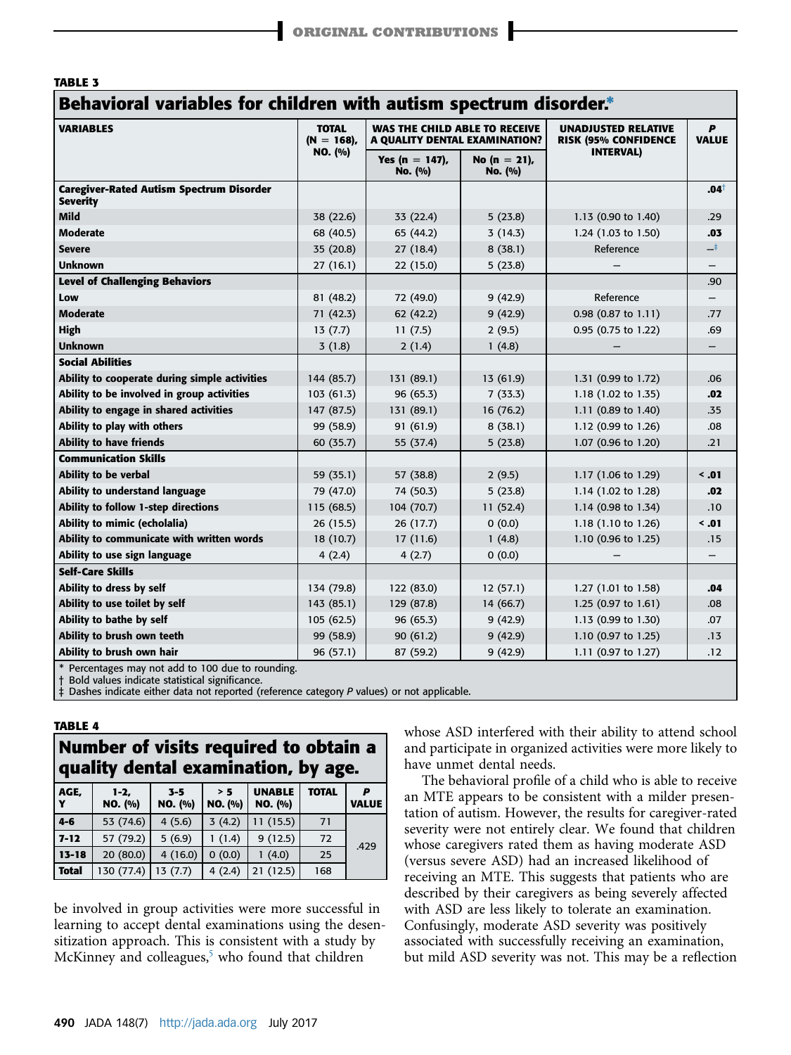**TABLE 3**

**Behavioral variables for children with autism spectrum disorder.***

| VARIABLES | TOTAL (N = 168), NO. (%) | WAS THE CHILD ABLE TO RECEIVE A QUALITY DENTAL EXAMINATION? | | UNADJUSTED RELATIVE RISK (95% CONFIDENCE INTERVAL) | P VALUE |
|---|---|---|---|---|---|
| | | Yes (n = 147), No. (%) | No (n = 21), No. (%) | | |
| **Caregiver-Rated Autism Spectrum Disorder Severity** | | | | | **.04**† |
| **Mild** | 38 (22.6) | 33 (22.4) | 5 (23.8) | 1.13 (0.90 to 1.40) | .29 |
| **Moderate** | 68 (40.5) | 65 (44.2) | 3 (14.3) | 1.24 (1.03 to 1.50) | **.03** |
| **Severe** | 35 (20.8) | 27 (18.4) | 8 (38.1) | Reference | —‡ |
| **Unknown** | 27 (16.1) | 22 (15.0) | 5 (23.8) | — | — |
| **Level of Challenging Behaviors** | | | | | .90 |
| **Low** | 81 (48.2) | 72 (49.0) | 9 (42.9) | Reference | — |
| **Moderate** | 71 (42.3) | 62 (42.2) | 9 (42.9) | 0.98 (0.87 to 1.11) | .77 |
| **High** | 13 (7.7) | 11 (7.5) | 2 (9.5) | 0.95 (0.75 to 1.22) | .69 |
| **Unknown** | 3 (1.8) | 2 (1.4) | 1 (4.8) | — | — |
| **Social Abilities** | | | | | |
| **Ability to cooperate during simple activities** | 144 (85.7) | 131 (89.1) | 13 (61.9) | 1.31 (0.99 to 1.72) | .06 |
| **Ability to be involved in group activities** | 103 (61.3) | 96 (65.3) | 7 (33.3) | 1.18 (1.02 to 1.35) | **.02** |
| **Ability to engage in shared activities** | 147 (87.5) | 131 (89.1) | 16 (76.2) | 1.11 (0.89 to 1.40) | .35 |
| **Ability to play with others** | 99 (58.9) | 91 (61.9) | 8 (38.1) | 1.12 (0.99 to 1.26) | .08 |
| **Ability to have friends** | 60 (35.7) | 55 (37.4) | 5 (23.8) | 1.07 (0.96 to 1.20) | .21 |
| **Communication Skills** | | | | | |
| **Ability to be verbal** | 59 (35.1) | 57 (38.8) | 2 (9.5) | 1.17 (1.06 to 1.29) | **< .01** |
| **Ability to understand language** | 79 (47.0) | 74 (50.3) | 5 (23.8) | 1.14 (1.02 to 1.28) | **.02** |
| **Ability to follow 1-step directions** | 115 (68.5) | 104 (70.7) | 11 (52.4) | 1.14 (0.98 to 1.34) | .10 |
| **Ability to mimic (echolalia)** | 26 (15.5) | 26 (17.7) | 0 (0.0) | 1.18 (1.10 to 1.26) | **< .01** |
| **Ability to communicate with written words** | 18 (10.7) | 17 (11.6) | 1 (4.8) | 1.10 (0.96 to 1.25) | .15 |
| **Ability to use sign language** | 4 (2.4) | 4 (2.7) | 0 (0.0) | — | — |
| **Self-Care Skills** | | | | | |
| **Ability to dress by self** | 134 (79.8) | 122 (83.0) | 12 (57.1) | 1.27 (1.01 to 1.58) | **.04** |
| **Ability to use toilet by self** | 143 (85.1) | 129 (87.8) | 14 (66.7) | 1.25 (0.97 to 1.61) | .08 |
| **Ability to bathe by self** | 105 (62.5) | 96 (65.3) | 9 (42.9) | 1.13 (0.99 to 1.30) | .07 |
| **Ability to brush own teeth** | 99 (58.9) | 90 (61.2) | 9 (42.9) | 1.10 (0.97 to 1.25) | .13 |
| **Ability to brush own hair** | 96 (57.1) | 87 (59.2) | 9 (42.9) | 1.11 (0.97 to 1.27) | .12 |

\* Percentages may not add to 100 due to rounding.
† Bold values indicate statistical significance.
‡ Dashes indicate either data not reported (reference category *P* values) or not applicable.

**TABLE 4**

**Number of visits required to obtain a quality dental examination, by age.**

| AGE, Y | 1-2, NO. (%) | 3-5 NO. (%) | > 5 NO. (%) | UNABLE NO. (%) | TOTAL | P VALUE |
|---|---|---|---|---|---|---|
| **4-6** | 53 (74.6) | 4 (5.6) | 3 (4.2) | 11 (15.5) | 71 | .429 |
| **7-12** | 57 (79.2) | 5 (6.9) | 1 (1.4) | 9 (12.5) | 72 | |
| **13-18** | 20 (80.0) | 4 (16.0) | 0 (0.0) | 1 (4.0) | 25 | |
| **Total** | 130 (77.4) | 13 (7.7) | 4 (2.4) | 21 (12.5) | 168 | |

be involved in group activities were more successful in learning to accept dental examinations using the desensitization approach. This is consistent with a study by McKinney and colleagues,[5] who found that children whose ASD interfered with their ability to attend school and participate in organized activities were more likely to have unmet dental needs.

The behavioral profile of a child who is able to receive an MTE appears to be consistent with a milder presentation of autism. However, the results for caregiver-rated severity were not entirely clear. We found that children whose caregivers rated them as having moderate ASD (versus severe ASD) had an increased likelihood of receiving an MTE. This suggests that patients who are described by their caregivers as being severely affected with ASD are less likely to tolerate an examination. Confusingly, moderate ASD severity was positively associated with successfully receiving an examination, but mild ASD severity was not. This may be a reflection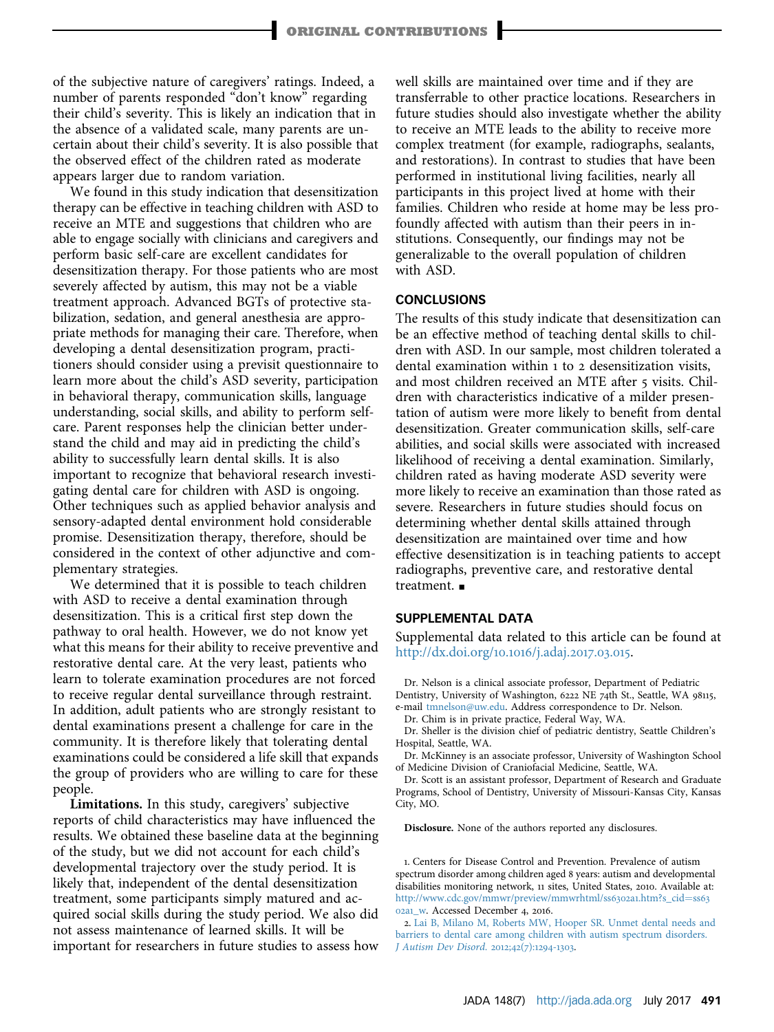of the subjective nature of caregivers' ratings. Indeed, a number of parents responded "don't know" regarding their child's severity. This is likely an indication that in the absence of a validated scale, many parents are uncertain about their child's severity. It is also possible that the observed effect of the children rated as moderate appears larger due to random variation.

We found in this study indication that desensitization therapy can be effective in teaching children with ASD to receive an MTE and suggestions that children who are able to engage socially with clinicians and caregivers and perform basic self-care are excellent candidates for desensitization therapy. For those patients who are most severely affected by autism, this may not be a viable treatment approach. Advanced BGTs of protective stabilization, sedation, and general anesthesia are appropriate methods for managing their care. Therefore, when developing a dental desensitization program, practitioners should consider using a previsit questionnaire to learn more about the child's ASD severity, participation in behavioral therapy, communication skills, language understanding, social skills, and ability to perform self-care. Parent responses help the clinician better understand the child and may aid in predicting the child's ability to successfully learn dental skills. It is also important to recognize that behavioral research investigating dental care for children with ASD is ongoing. Other techniques such as applied behavior analysis and sensory-adapted dental environment hold considerable promise. Desensitization therapy, therefore, should be considered in the context of other adjunctive and complementary strategies.

We determined that it is possible to teach children with ASD to receive a dental examination through desensitization. This is a critical first step down the pathway to oral health. However, we do not know yet what this means for their ability to receive preventive and restorative dental care. At the very least, patients who learn to tolerate examination procedures are not forced to receive regular dental surveillance through restraint. In addition, adult patients who are strongly resistant to dental examinations present a challenge for care in the community. It is therefore likely that tolerating dental examinations could be considered a life skill that expands the group of providers who are willing to care for these people.

**Limitations.** In this study, caregivers' subjective reports of child characteristics may have influenced the results. We obtained these baseline data at the beginning of the study, but we did not account for each child's developmental trajectory over the study period. It is likely that, independent of the dental desensitization treatment, some participants simply matured and acquired social skills during the study period. We also did not assess maintenance of learned skills. It will be important for researchers in future studies to assess how well skills are maintained over time and if they are transferrable to other practice locations. Researchers in future studies should also investigate whether the ability to receive an MTE leads to the ability to receive more complex treatment (for example, radiographs, sealants, and restorations). In contrast to studies that have been performed in institutional living facilities, nearly all participants in this project lived at home with their families. Children who reside at home may be less profoundly affected with autism than their peers in institutions. Consequently, our findings may not be generalizable to the overall population of children with ASD.

## CONCLUSIONS

The results of this study indicate that desensitization can be an effective method of teaching dental skills to children with ASD. In our sample, most children tolerated a dental examination within 1 to 2 desensitization visits, and most children received an MTE after 5 visits. Children with characteristics indicative of a milder presentation of autism were more likely to benefit from dental desensitization. Greater communication skills, self-care abilities, and social skills were associated with increased likelihood of receiving a dental examination. Similarly, children rated as having moderate ASD severity were more likely to receive an examination than those rated as severe. Researchers in future studies should focus on determining whether dental skills attained through desensitization are maintained over time and how effective desensitization is in teaching patients to accept radiographs, preventive care, and restorative dental treatment. ■

## SUPPLEMENTAL DATA

Supplemental data related to this article can be found at http://dx.doi.org/10.1016/j.adaj.2017.03.015.

Dr. Nelson is a clinical associate professor, Department of Pediatric Dentistry, University of Washington, 6222 NE 74th St., Seattle, WA 98115, e-mail tmnelson@uw.edu. Address correspondence to Dr. Nelson.

Dr. Chim is in private practice, Federal Way, WA.

Dr. Sheller is the division chief of pediatric dentistry, Seattle Children's Hospital, Seattle, WA.

Dr. McKinney is an associate professor, University of Washington School of Medicine Division of Craniofacial Medicine, Seattle, WA.

Dr. Scott is an assistant professor, Department of Research and Graduate Programs, School of Dentistry, University of Missouri-Kansas City, Kansas City, MO.

**Disclosure.** None of the authors reported any disclosures.

1. Centers for Disease Control and Prevention. Prevalence of autism spectrum disorder among children aged 8 years: autism and developmental disabilities monitoring network, 11 sites, United States, 2010. Available at: http://www.cdc.gov/mmwr/preview/mmwrhtml/ss6302a1.htm?s_cid=ss6302a1_w. Accessed December 4, 2016.

2. Lai B, Milano M, Roberts MW, Hooper SR. Unmet dental needs and barriers to dental care among children with autism spectrum disorders. *J Autism Dev Disord.* 2012;42(7):1294-1303.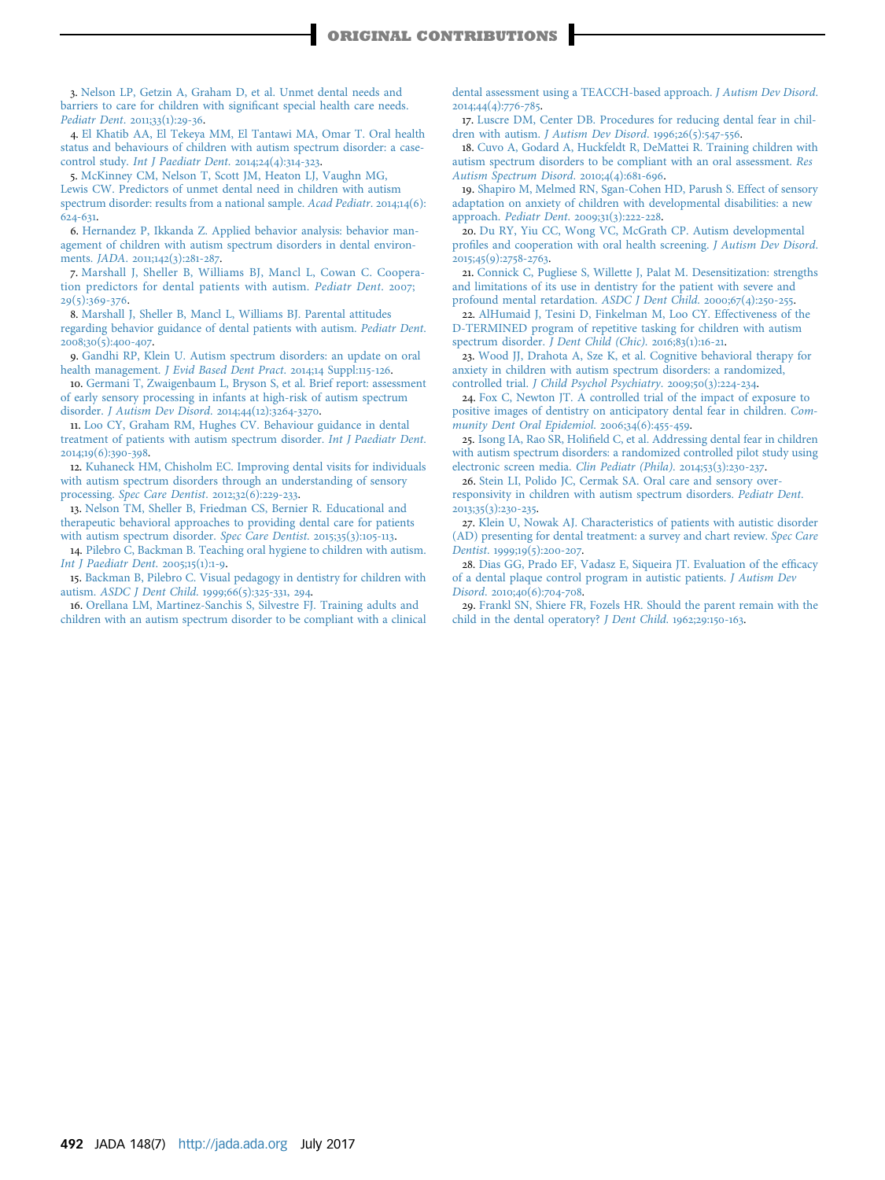3. Nelson LP, Getzin A, Graham D, et al. Unmet dental needs and barriers to care for children with significant special health care needs. *Pediatr Dent*. 2011;33(1):29-36.

4. El Khatib AA, El Tekeya MM, El Tantawi MA, Omar T. Oral health status and behaviours of children with autism spectrum disorder: a case-control study. *Int J Paediatr Dent*. 2014;24(4):314-323.

5. McKinney CM, Nelson T, Scott JM, Heaton LJ, Vaughn MG, Lewis CW. Predictors of unmet dental need in children with autism spectrum disorder: results from a national sample. *Acad Pediatr*. 2014;14(6):624-631.

6. Hernandez P, Ikkanda Z. Applied behavior analysis: behavior management of children with autism spectrum disorders in dental environments. *JADA*. 2011;142(3):281-287.

7. Marshall J, Sheller B, Williams BJ, Mancl L, Cowan C. Cooperation predictors for dental patients with autism. *Pediatr Dent*. 2007;29(5):369-376.

8. Marshall J, Sheller B, Mancl L, Williams BJ. Parental attitudes regarding behavior guidance of dental patients with autism. *Pediatr Dent*. 2008;30(5):400-407.

9. Gandhi RP, Klein U. Autism spectrum disorders: an update on oral health management. *J Evid Based Dent Pract*. 2014;14 Suppl:115-126.

10. Germani T, Zwaigenbaum L, Bryson S, et al. Brief report: assessment of early sensory processing in infants at high-risk of autism spectrum disorder. *J Autism Dev Disord*. 2014;44(12):3264-3270.

11. Loo CY, Graham RM, Hughes CV. Behaviour guidance in dental treatment of patients with autism spectrum disorder. *Int J Paediatr Dent*. 2014;19(6):390-398.

12. Kuhaneck HM, Chisholm EC. Improving dental visits for individuals with autism spectrum disorders through an understanding of sensory processing. *Spec Care Dentist*. 2012;32(6):229-233.

13. Nelson TM, Sheller B, Friedman CS, Bernier R. Educational and therapeutic behavioral approaches to providing dental care for patients with autism spectrum disorder. *Spec Care Dentist*. 2015;35(3):105-113.

14. Pilebro C, Backman B. Teaching oral hygiene to children with autism. *Int J Paediatr Dent*. 2005;15(1):1-9.

15. Backman B, Pilebro C. Visual pedagogy in dentistry for children with autism. *ASDC J Dent Child*. 1999;66(5):325-331, 294.

16. Orellana LM, Martinez-Sanchis S, Silvestre FJ. Training adults and children with an autism spectrum disorder to be compliant with a clinical dental assessment using a TEACCH-based approach. *J Autism Dev Disord*. 2014;44(4):776-785.

17. Luscre DM, Center DB. Procedures for reducing dental fear in children with autism. *J Autism Dev Disord*. 1996;26(5):547-556.

18. Cuvo A, Godard A, Huckfeldt R, DeMattei R. Training children with autism spectrum disorders to be compliant with an oral assessment. *Res Autism Spectrum Disord*. 2010;4(4):681-696.

19. Shapiro M, Melmed RN, Sgan-Cohen HD, Parush S. Effect of sensory adaptation on anxiety of children with developmental disabilities: a new approach. *Pediatr Dent*. 2009;31(3):222-228.

20. Du RY, Yiu CC, Wong VC, McGrath CP. Autism developmental profiles and cooperation with oral health screening. *J Autism Dev Disord*. 2015;45(9):2758-2763.

21. Connick C, Pugliese S, Willette J, Palat M. Desensitization: strengths and limitations of its use in dentistry for the patient with severe and profound mental retardation. *ASDC J Dent Child*. 2000;67(4):250-255.

22. AlHumaid J, Tesini D, Finkelman M, Loo CY. Effectiveness of the D-TERMINED program of repetitive tasking for children with autism spectrum disorder. *J Dent Child (Chic)*. 2016;83(1):16-21.

23. Wood JJ, Drahota A, Sze K, et al. Cognitive behavioral therapy for anxiety in children with autism spectrum disorders: a randomized, controlled trial. *J Child Psychol Psychiatry*. 2009;50(3):224-234.

24. Fox C, Newton JT. A controlled trial of the impact of exposure to positive images of dentistry on anticipatory dental fear in children. *Community Dent Oral Epidemiol*. 2006;34(6):455-459.

25. Isong IA, Rao SR, Holifield C, et al. Addressing dental fear in children with autism spectrum disorders: a randomized controlled pilot study using electronic screen media. *Clin Pediatr (Phila)*. 2014;53(3):230-237.

26. Stein LI, Polido JC, Cermak SA. Oral care and sensory over-responsivity in children with autism spectrum disorders. *Pediatr Dent*. 2013;35(3):230-235.

27. Klein U, Nowak AJ. Characteristics of patients with autistic disorder (AD) presenting for dental treatment: a survey and chart review. *Spec Care Dentist*. 1999;19(5):200-207.

28. Dias GG, Prado EF, Vadasz E, Siqueira JT. Evaluation of the efficacy of a dental plaque control program in autistic patients. *J Autism Dev Disord*. 2010;40(6):704-708.

29. Frankl SN, Shiere FR, Fozels HR. Should the parent remain with the child in the dental operatory? *J Dent Child*. 1962;29:150-163.